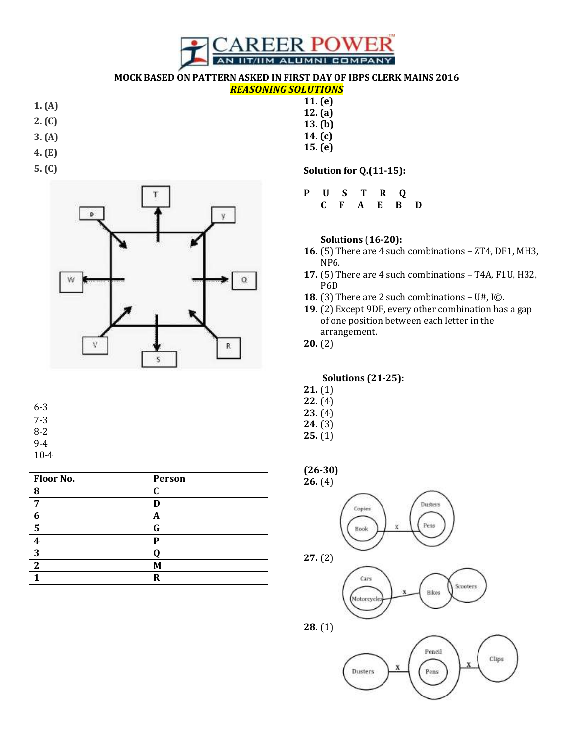# CAREER POWER
## AN IIT/IIM ALUMNI COMPANY

**MOCK BASED ON PATTERN ASKED IN FIRST DAY OF IBPS CLERK MAINS 2016**

***REASONING SOLUTIONS***

**1. (A)**
**2. (C)**
**3. (A)**
**4. (E)**
**5. (C)**

6-3
7-3
8-2
9-4
10-4

| Floor No. | Person |
|---|---|
| 8 | C |
| 7 | D |
| 6 | A |
| 5 | G |
| 4 | P |
| 3 | Q |
| 2 | M |
| 1 | R |

**11. (e)**
**12. (a)**
**13. (b)**
**14. (c)**
**15. (e)**

**Solution for Q.(11-15):**

**P U S T R Q**
**C F A E B D**

**Solutions (16-20):**

**16.** (5) There are 4 such combinations – ZT4, DF1, MH3, NP6.
**17.** (5) There are 4 such combinations – T4A, F1U, H32, P6D
**18.** (3) There are 2 such combinations – U#, I©.
**19.** (2) Except 9DF, every other combination has a gap of one position between each letter in the arrangement.
**20.** (2)

**Solutions (21-25):**

**21.** (1)
**22.** (4)
**23.** (4)
**24.** (3)
**25.** (1)

**(26-30)**

**26.** (4)

**27.** (2)

**28.** (1)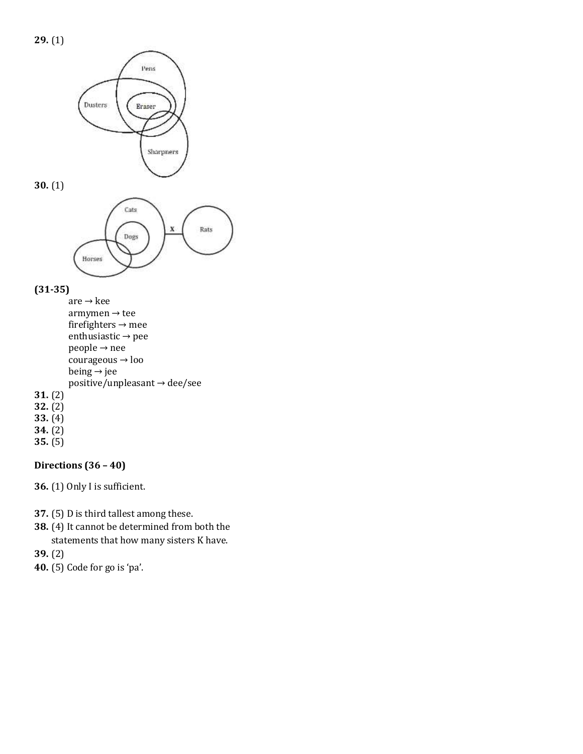**29.** (1)

Pens

Dusters

Eraser

Sharpners

**30.** (1)

Cats

Dogs

X

Rats

Horses

**(31-35)**

are → kee
armymen → tee
firefighters → mee
enthusiastic → pee
people → nee
courageous → loo
being → jee
positive/unpleasant → dee/see

**31.** (2)
**32.** (2)
**33.** (4)
**34.** (2)
**35.** (5)

**Directions (36 – 40)**

**36.** (1) Only I is sufficient.

**37.** (5) D is third tallest among these.
**38.** (4) It cannot be determined from both the statements that how many sisters K have.
**39.** (2)
**40.** (5) Code for go is 'pa'.